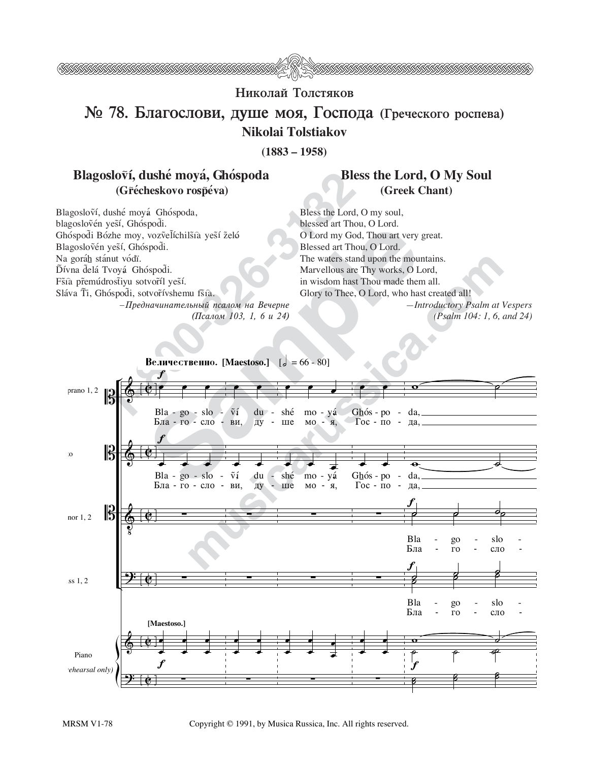## Николай Толстяков

# № 78. Благослови, душе моя, Господа (Греческого роспева)

## Nikolai Tolstiakov

**(1883 – 1958)**

### Blagoslovі̃, dushé moyá, Ghóspoda (Grẽcheskovo rospẽva)

Blagoslovі̃, dushé moyá Ghóspoda,
blagoslovẽn yesі̃, Ghóspodі̃.
Ghóspodі̃ Bózhe moy, vozvelі̃chilsі̃a yesі̃ želó
Blagoslovẽn yesі̃, Ghóspodі̃.
Na goráh stánut vódї.
Dі̃vna delá Tvoyá Ghóspodі̃.
Fsі̃a premúdrostі̃iu sotvorі̃l yesі̃.
Sláva Tі̃, Ghóspodі̃, sotvorі̃vshemu fsі̃a.

*—Предначинательный псалом на Вечерне (Псалом 103, 1, 6 и 24)*

### Bless the Lord, O My Soul (Greek Chant)

Bless the Lord, O my soul,
blessed art Thou, O Lord.
O Lord my God, Thou art very great.
Blessed art Thou, O Lord.
The waters stand upon the mountains.
Marvellous are Thy works, O Lord,
in wisdom hast Thou made them all.
Glory to Thee, O Lord, who hast created all!

*—Introductory Psalm at Vespers (Psalm 104: 1, 6, and 24)*

**Величественно. [Maestoso.]** [𝅗𝅥 = 66 - 80]

Soprano 1, 2 / Alto: Bla - go - slo - vі̃ du - shé mo - yá Ghós - po - da, — Бла - го - сло - ви, ду - ше мо - я, Гос - по - да,

Tenor 1, 2 / Bass 1, 2: Bla - go - slo - — Бла - го - сло -

Piano (rehearsal only) [Maestoso.]

MRSM V1-78

Copyright © 1991, by Musica Russica, Inc. All rights reserved.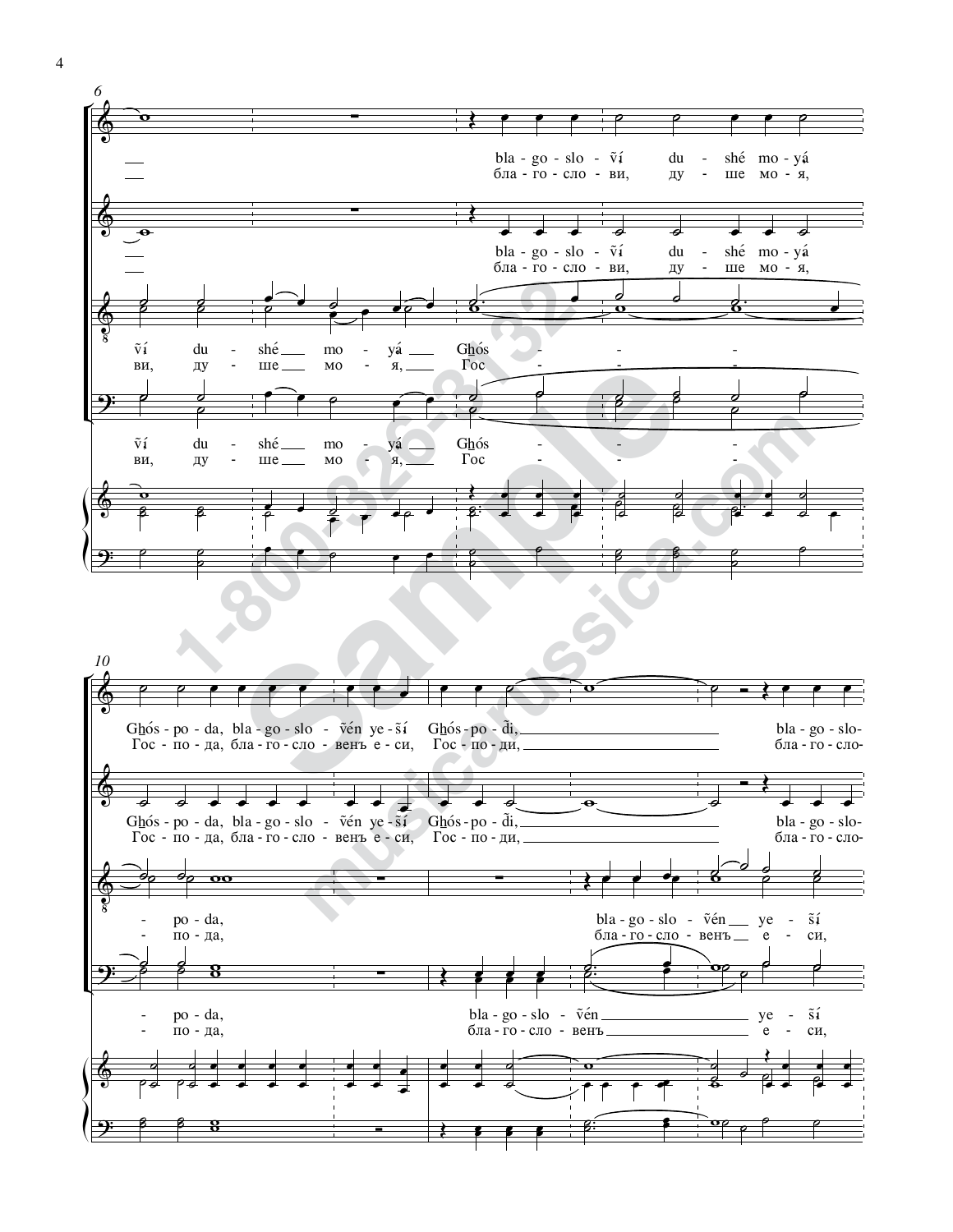6

bla - go - slo - ṽí du - shé mo - yá
бла - го - сло - ви, ду - ше мо - я,

bla - go - slo - ṽí du - shé mo - yá
бла - го - сло - ви, ду - ше мо - я,

ṽí du - shé mo - yá Ghós -
ви, ду - ше мо - я, Гос -

ṽí du - shé mo - yá Ghós -
ви, ду - ше мо - я, Гос -

10

Ghós - po - da, bla - go - slo - ṽén ye - ṡí Ghós - po - ḋi, bla - go - slo-
Гос - по - да, бла - го - сло - венъ е - си, Гос - по - ди, бла - го - сло-

Ghós - po - da, bla - go - slo - ṽén ye - ṡí Ghós - po - ḋi, bla - go - slo-
Гос - по - да, бла - го - сло - венъ е - си, Гос - по - ди, бла - го - сло-

- po - da, bla - go - slo - ṽén ye - ṡí
- по - да, бла - го - сло - венъ е - си,

- po - da, bla - go - slo - ṽén ye - ṡí
- по - да, бла - го - сло - венъ е - си,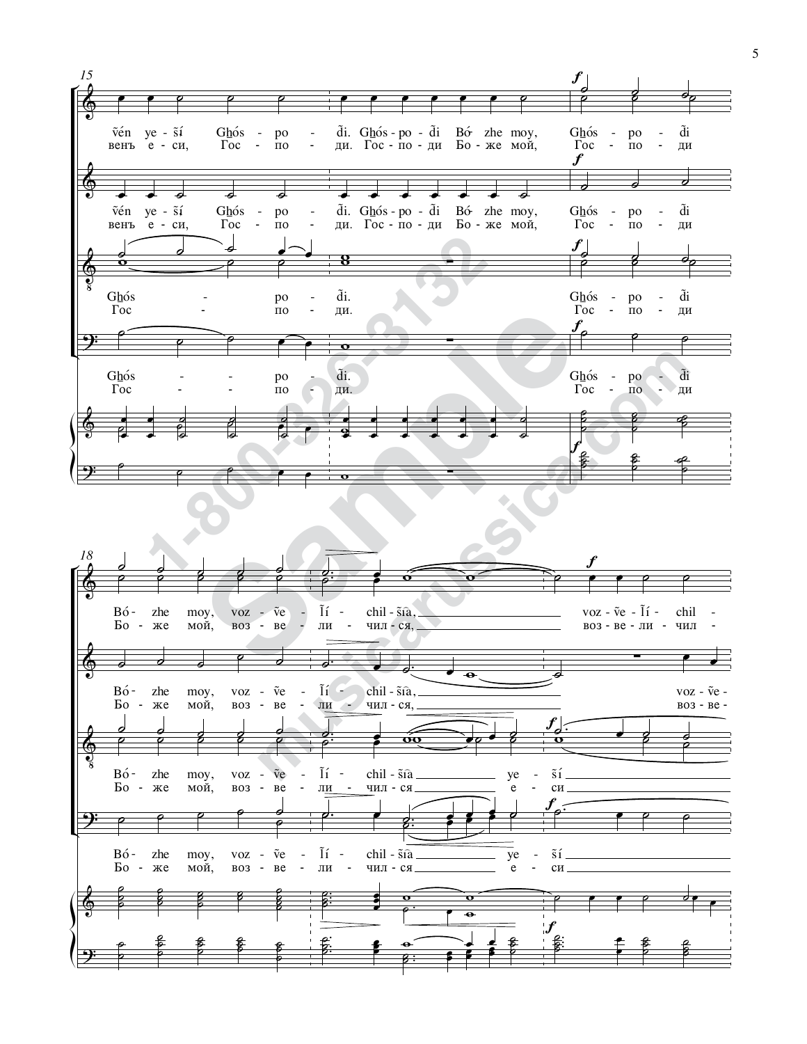15

ṽén ye - ší Ghós - po - đi. Ghós - po - đi Bó - zhe moy, Ghós - po - đi
венъ е - си, Гос - по - ди. Гос - по - ди Бо - же мой, Гос - по - ди

ṽén ye - ší Ghós - po - đi. Ghós - po - đi Bó - zhe moy, Ghós - po - đi
венъ е - си, Гос - по - ди. Гос - по - ди Бо - же мой, Гос - по - ди

Ghós - po - đi. Ghós - po - đi
Гос - по - ди. Гос - по - ди

Ghós - po - đi. Ghós - po - đi
Гос - по - ди. Гос - по - ди

18

Bó - zhe moy, voz - ṽe - ľí - chil - šía, voz - ṽe - ľí - chil -
Бо - же мой, воз - ве - ли - чил - ся, воз - ве - ли - чил -

Bó - zhe moy, voz - ṽe - ľí - chil - šía, voz - ṽe -
Бо - же мой, воз - ве - ли - чил - ся, воз - ве -

Bó - zhe moy, voz - ṽe - ľí - chil - šía ye - ší
Бо - же мой, воз - ве - ли - чил - ся е - си

Bó - zhe moy, voz - ṽe - ľí - chil - šía ye - ší
Бо - же мой, воз - ве - ли - чил - ся е - си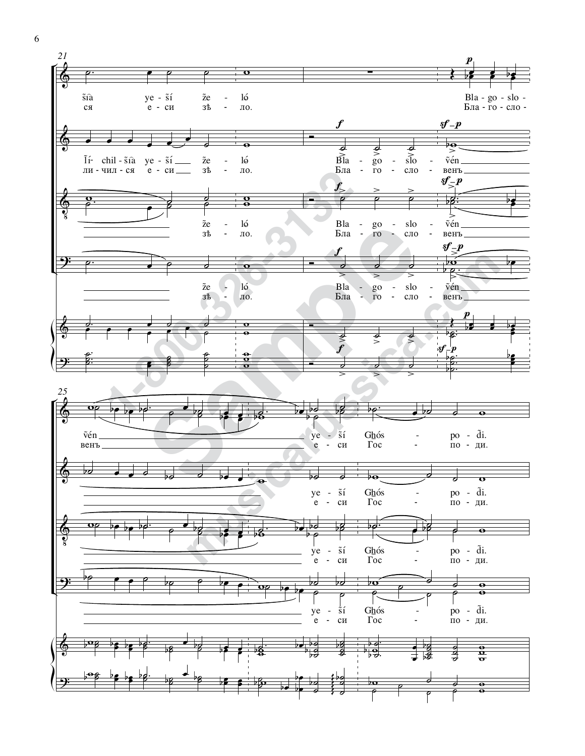21

šî̑a yešî́ želó Bla-go-slo-
ся еси зѣло. Бла-го-сло-

Ĭí- chil-šî̑a yešî́ želó Blagoslověn
личился еси зѣло. Благословенъ

želó Blagoslověn
зѣло. Благословенъ

želó Blagoslověn
зѣло. Благословенъ

25

věn yešî́ Ghós-poďi.
венъ еси Гос-поди.

yešî́ Ghós-poďi.
еси Гос-поди.

yešî́ Ghós-poďi.
еси Гос-поди.

yešî́ Ghós-poďi.
еси Гос-поди.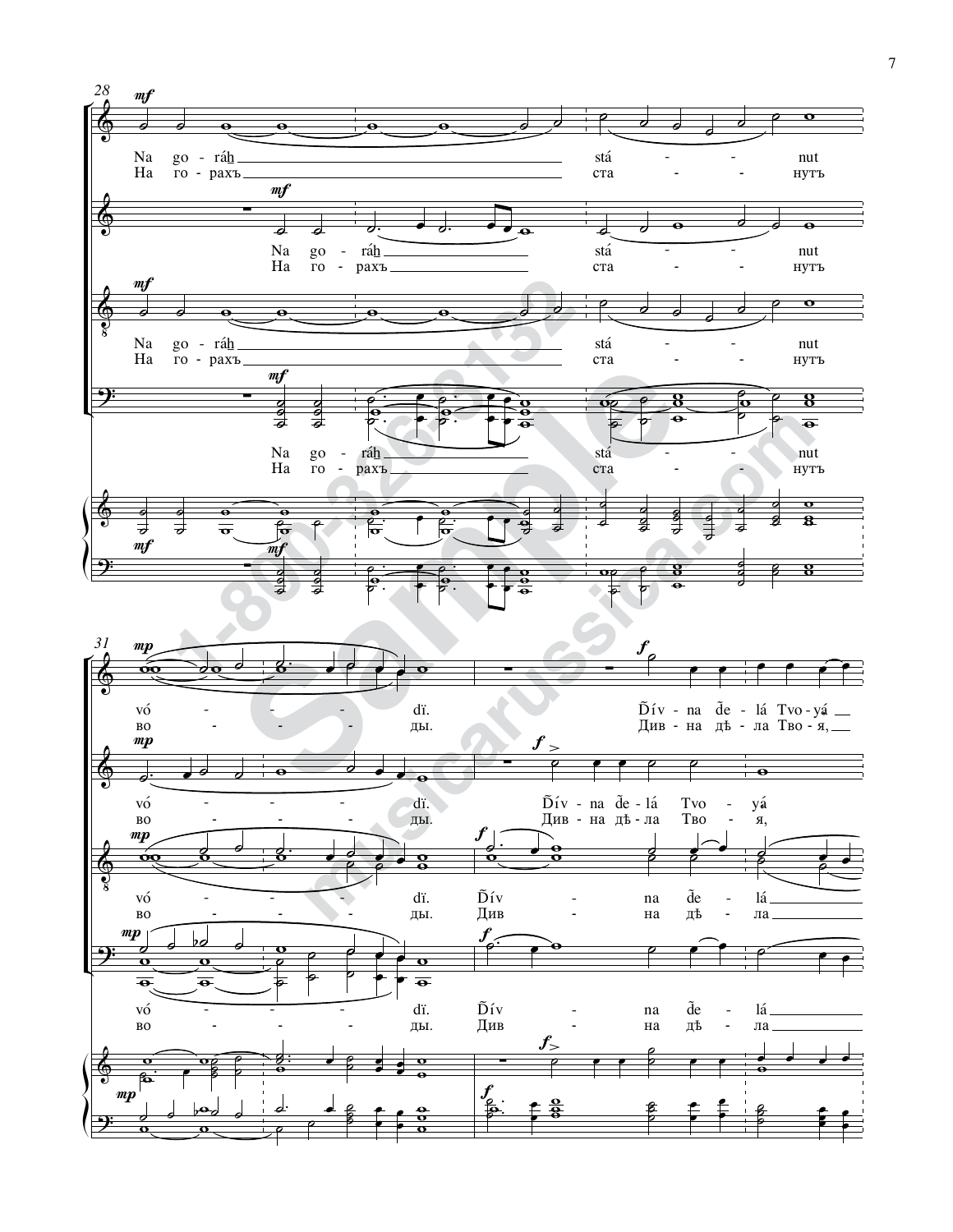Na go - ráh̲ stá - - nut

На го - рахъ ста - - нутъ

vó - - - - dï. D̃ív - na d̃e - lá Tvo - yá

во - - - - ды. Див - на дѣ - ла Тво - я,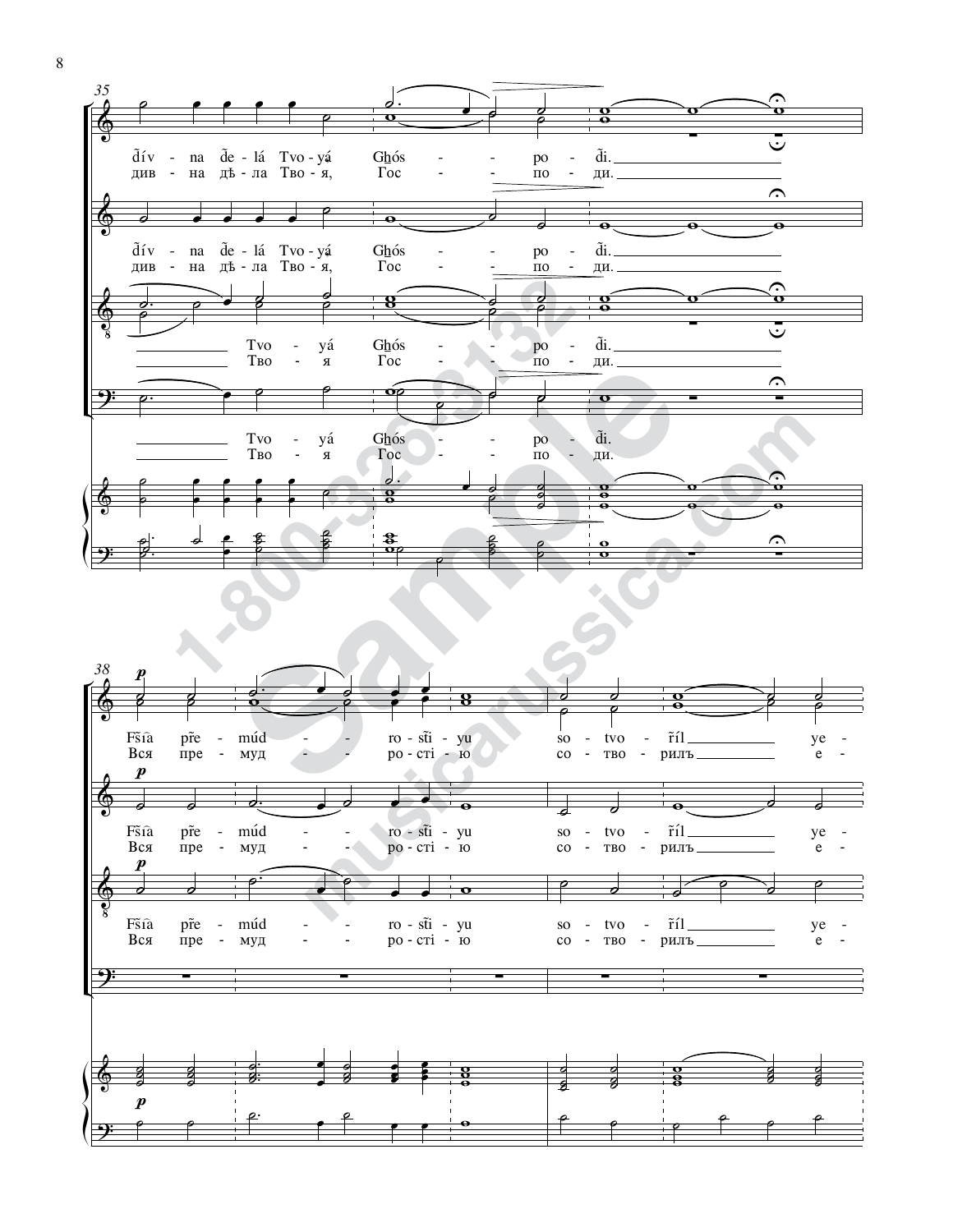35

d̃ív - na d̃e - lá Tvo - yá Gẖós - - po - d̃i.
див - на дѣ - ла Тво - я, Гос - - по - ди.

d̃ív - na d̃e - lá Tvo - yá Gẖós - - po - d̃i.
див - на дѣ - ла Тво - я, Гос - - по - ди.

Tvo - yá Gẖós - - po - d̃i.
Тво - я Гос - - по - ди.

Tvo - yá Gẖós - - po - d̃i.
Тво - я Гос - - по - ди.

38

*p*

Fs̃ía prẽ - múd - - ro - s̃ti - yu so - tvo - r̃íl ye -
Вся пре - муд - - ро - сті - ю со - тво - рилъ е -

*p*

Fs̃ía prẽ - múd - - ro - s̃ti - yu so - tvo - r̃íl ye -
Вся пре - муд - - ро - сті - ю со - тво - рилъ е -

*p*

Fs̃ía prẽ - múd - - ro - s̃ti - yu so - tvo - r̃íl ye -
Вся пре - муд - - ро - сті - ю со - тво - рилъ е -

*p*